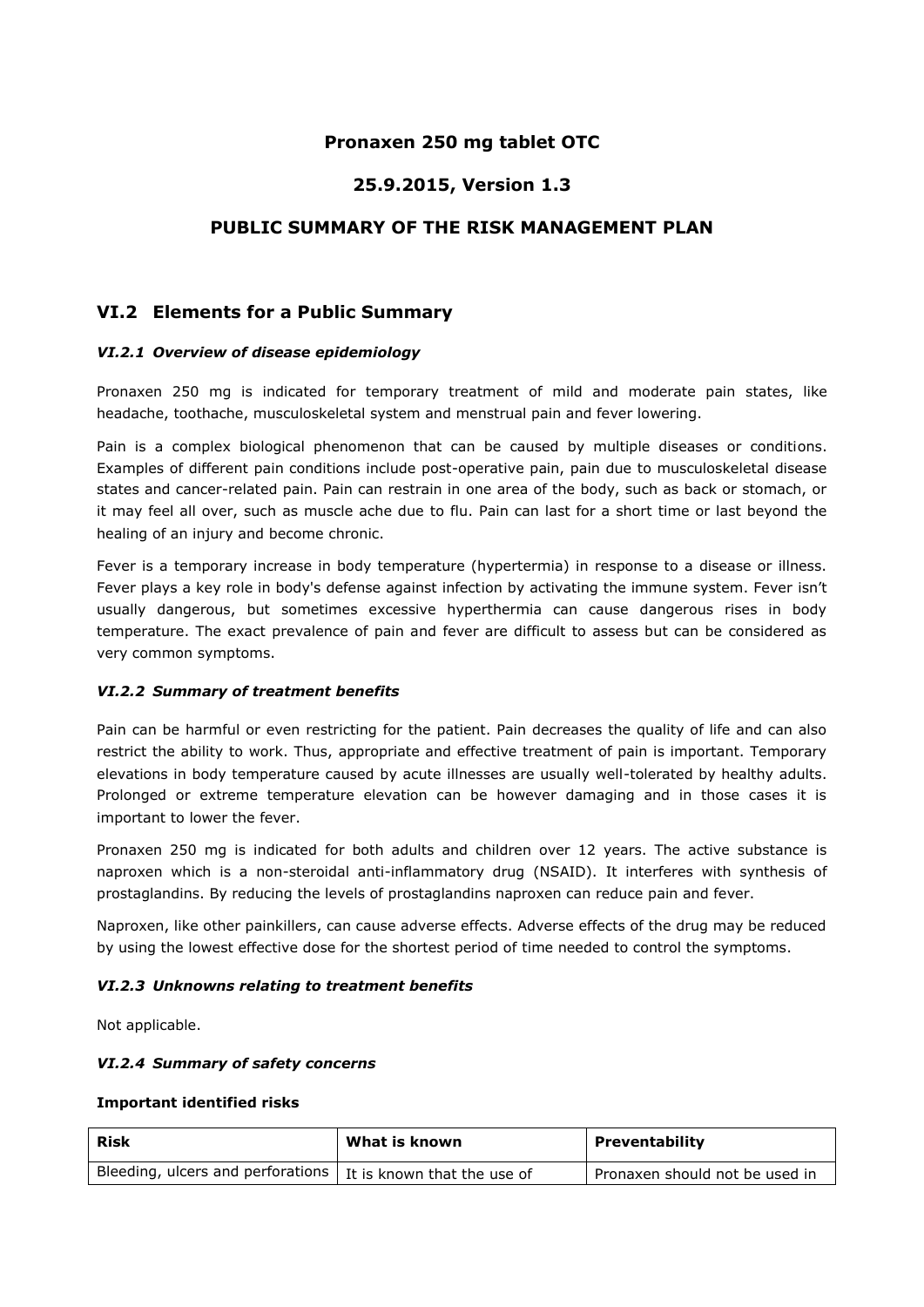# Pronaxen 250 mg tablet OTC

## 25.9.2015, Version 1.3

## PUBLIC SUMMARY OF THE RISK MANAGEMENT PLAN

## VI.2 Elements for a Public Summary

### *VI.2.1 Overview of disease epidemiology*

Pronaxen 250 mg is indicated for temporary treatment of mild and moderate pain states, like headache, toothache, musculoskeletal system and menstrual pain and fever lowering.

Pain is a complex biological phenomenon that can be caused by multiple diseases or conditions. Examples of different pain conditions include post-operative pain, pain due to musculoskeletal disease states and cancer-related pain. Pain can restrain in one area of the body, such as back or stomach, or it may feel all over, such as muscle ache due to flu. Pain can last for a short time or last beyond the healing of an injury and become chronic.

Fever is a temporary increase in body temperature (hypertermia) in response to a disease or illness. Fever plays a key role in body's defense against infection by activating the immune system. Fever isn't usually dangerous, but sometimes excessive hyperthermia can cause dangerous rises in body temperature. The exact prevalence of pain and fever are difficult to assess but can be considered as very common symptoms.

### *VI.2.2 Summary of treatment benefits*

Pain can be harmful or even restricting for the patient. Pain decreases the quality of life and can also restrict the ability to work. Thus, appropriate and effective treatment of pain is important. Temporary elevations in body temperature caused by acute illnesses are usually well-tolerated by healthy adults. Prolonged or extreme temperature elevation can be however damaging and in those cases it is important to lower the fever.

Pronaxen 250 mg is indicated for both adults and children over 12 years. The active substance is naproxen which is a non-steroidal anti-inflammatory drug (NSAID). It interferes with synthesis of prostaglandins. By reducing the levels of prostaglandins naproxen can reduce pain and fever.

Naproxen, like other painkillers, can cause adverse effects. Adverse effects of the drug may be reduced by using the lowest effective dose for the shortest period of time needed to control the symptoms.

### *VI.2.3 Unknowns relating to treatment benefits*

Not applicable.

### *VI.2.4 Summary of safety concerns*

**Important identified risks**

| Risk | What is known | Preventability |
|---|---|---|
| Bleeding, ulcers and perforations | It is known that the use of | Pronaxen should not be used in |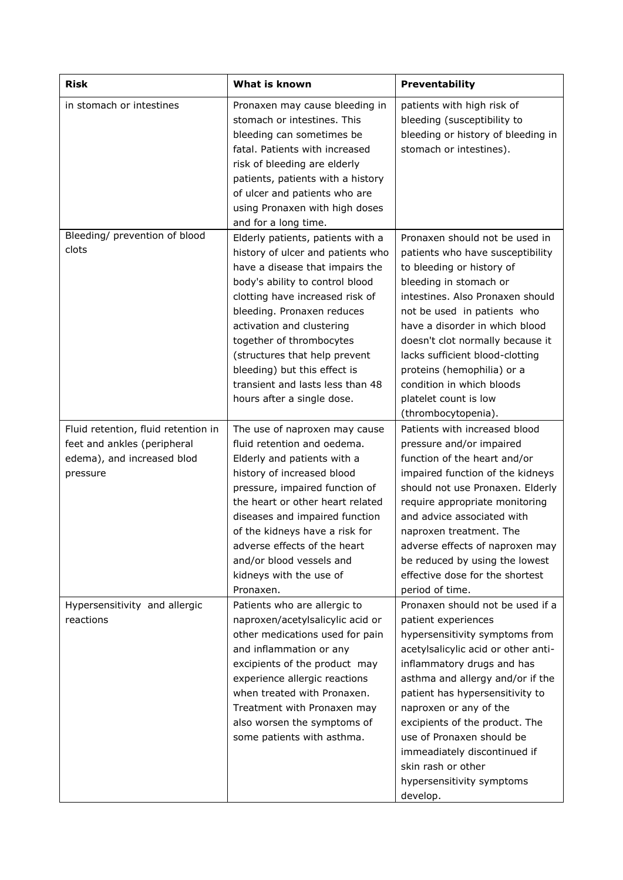| Risk | What is known | Preventability |
|---|---|---|
| in stomach or intestines | Pronaxen may cause bleeding in stomach or intestines. This bleeding can sometimes be fatal. Patients with increased risk of bleeding are elderly patients, patients with a history of ulcer and patients who are using Pronaxen with high doses and for a long time. | patients with high risk of bleeding (susceptibility to bleeding or history of bleeding in stomach or intestines). |
| Bleeding/ prevention of blood clots | Elderly patients, patients with a history of ulcer and patients who have a disease that impairs the body's ability to control blood clotting have increased risk of bleeding. Pronaxen reduces activation and clustering together of thrombocytes (structures that help prevent bleeding) but this effect is transient and lasts less than 48 hours after a single dose. | Pronaxen should not be used in patients who have susceptibility to bleeding or history of bleeding in stomach or intestines. Also Pronaxen should not be used in patients who have a disorder in which blood doesn't clot normally because it lacks sufficient blood-clotting proteins (hemophilia) or a condition in which bloods platelet count is low (thrombocytopenia). |
| Fluid retention, fluid retention in feet and ankles (peripheral edema), and increased blod pressure | The use of naproxen may cause fluid retention and oedema. Elderly and patients with a history of increased blood pressure, impaired function of the heart or other heart related diseases and impaired function of the kidneys have a risk for adverse effects of the heart and/or blood vessels and kidneys with the use of Pronaxen. | Patients with increased blood pressure and/or impaired function of the heart and/or impaired function of the kidneys should not use Pronaxen. Elderly require appropriate monitoring and advice associated with naproxen treatment. The adverse effects of naproxen may be reduced by using the lowest effective dose for the shortest period of time. |
| Hypersensitivity and allergic reactions | Patients who are allergic to naproxen/acetylsalicylic acid or other medications used for pain and inflammation or any excipients of the product may experience allergic reactions when treated with Pronaxen. Treatment with Pronaxen may also worsen the symptoms of some patients with asthma. | Pronaxen should not be used if a patient experiences hypersensitivity symptoms from acetylsalicylic acid or other anti-inflammatory drugs and has asthma and allergy and/or if the patient has hypersensitivity to naproxen or any of the excipients of the product. The use of Pronaxen should be immeadiately discontinued if skin rash or other hypersensitivity symptoms develop. |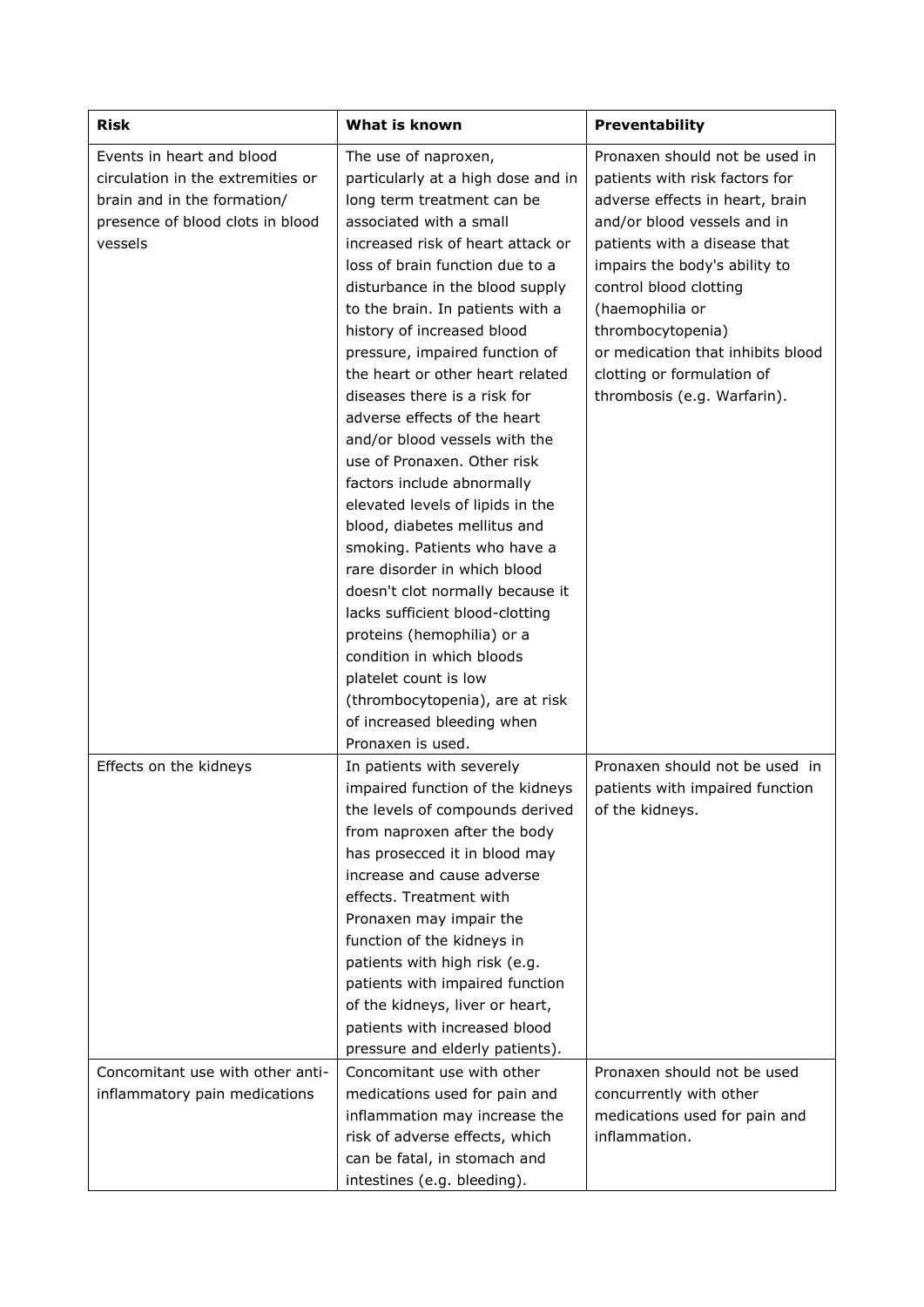| Risk | What is known | Preventability |
|---|---|---|
| Events in heart and blood circulation in the extremities or brain and in the formation/ presence of blood clots in blood vessels | The use of naproxen, particularly at a high dose and in long term treatment can be associated with a small increased risk of heart attack or loss of brain function due to a disturbance in the blood supply to the brain. In patients with a history of increased blood pressure, impaired function of the heart or other heart related diseases there is a risk for adverse effects of the heart and/or blood vessels with the use of Pronaxen. Other risk factors include abnormally elevated levels of lipids in the blood, diabetes mellitus and smoking. Patients who have a rare disorder in which blood doesn't clot normally because it lacks sufficient blood-clotting proteins (hemophilia) or a condition in which bloods platelet count is low (thrombocytopenia), are at risk of increased bleeding when Pronaxen is used. | Pronaxen should not be used in patients with risk factors for adverse effects in heart, brain and/or blood vessels and in patients with a disease that impairs the body's ability to control blood clotting (haemophilia or thrombocytopenia) or medication that inhibits blood clotting or formulation of thrombosis (e.g. Warfarin). |
| Effects on the kidneys | In patients with severely impaired function of the kidneys the levels of compounds derived from naproxen after the body has prosecced it in blood may increase and cause adverse effects. Treatment with Pronaxen may impair the function of the kidneys in patients with high risk (e.g. patients with impaired function of the kidneys, liver or heart, patients with increased blood pressure and elderly patients). | Pronaxen should not be used in patients with impaired function of the kidneys. |
| Concomitant use with other anti-inflammatory pain medications | Concomitant use with other medications used for pain and inflammation may increase the risk of adverse effects, which can be fatal, in stomach and intestines (e.g. bleeding). | Pronaxen should not be used concurrently with other medications used for pain and inflammation. |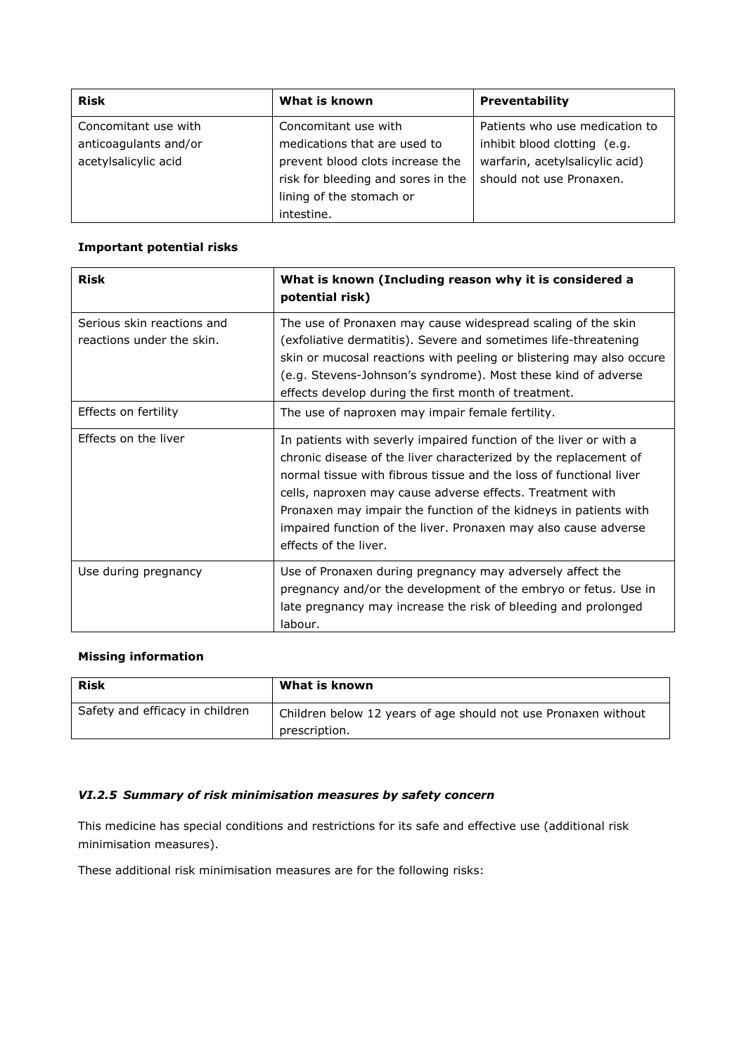| Risk | What is known | Preventability |
|---|---|---|
| Concomitant use with anticoagulants and/or acetylsalicylic acid | Concomitant use with medications that are used to prevent blood clots increase the risk for bleeding and sores in the lining of the stomach or intestine. | Patients who use medication to inhibit blood clotting (e.g. warfarin, acetylsalicylic acid) should not use Pronaxen. |

**Important potential risks**

| Risk | What is known (Including reason why it is considered a potential risk) |
|---|---|
| Serious skin reactions and reactions under the skin. | The use of Pronaxen may cause widespread scaling of the skin (exfoliative dermatitis). Severe and sometimes life-threatening skin or mucosal reactions with peeling or blistering may also occure (e.g. Stevens-Johnson's syndrome). Most these kind of adverse effects develop during the first month of treatment. |
| Effects on fertility | The use of naproxen may impair female fertility. |
| Effects on the liver | In patients with severly impaired function of the liver or with a chronic disease of the liver characterized by the replacement of normal tissue with fibrous tissue and the loss of functional liver cells, naproxen may cause adverse effects. Treatment with Pronaxen may impair the function of the kidneys in patients with impaired function of the liver. Pronaxen may also cause adverse effects of the liver. |
| Use during pregnancy | Use of Pronaxen during pregnancy may adversely affect the pregnancy and/or the development of the embryo or fetus. Use in late pregnancy may increase the risk of bleeding and prolonged labour. |

**Missing information**

| Risk | What is known |
|---|---|
| Safety and efficacy in children | Children below 12 years of age should not use Pronaxen without prescription. |

### *VI.2.5 Summary of risk minimisation measures by safety concern*

This medicine has special conditions and restrictions for its safe and effective use (additional risk minimisation measures).

These additional risk minimisation measures are for the following risks: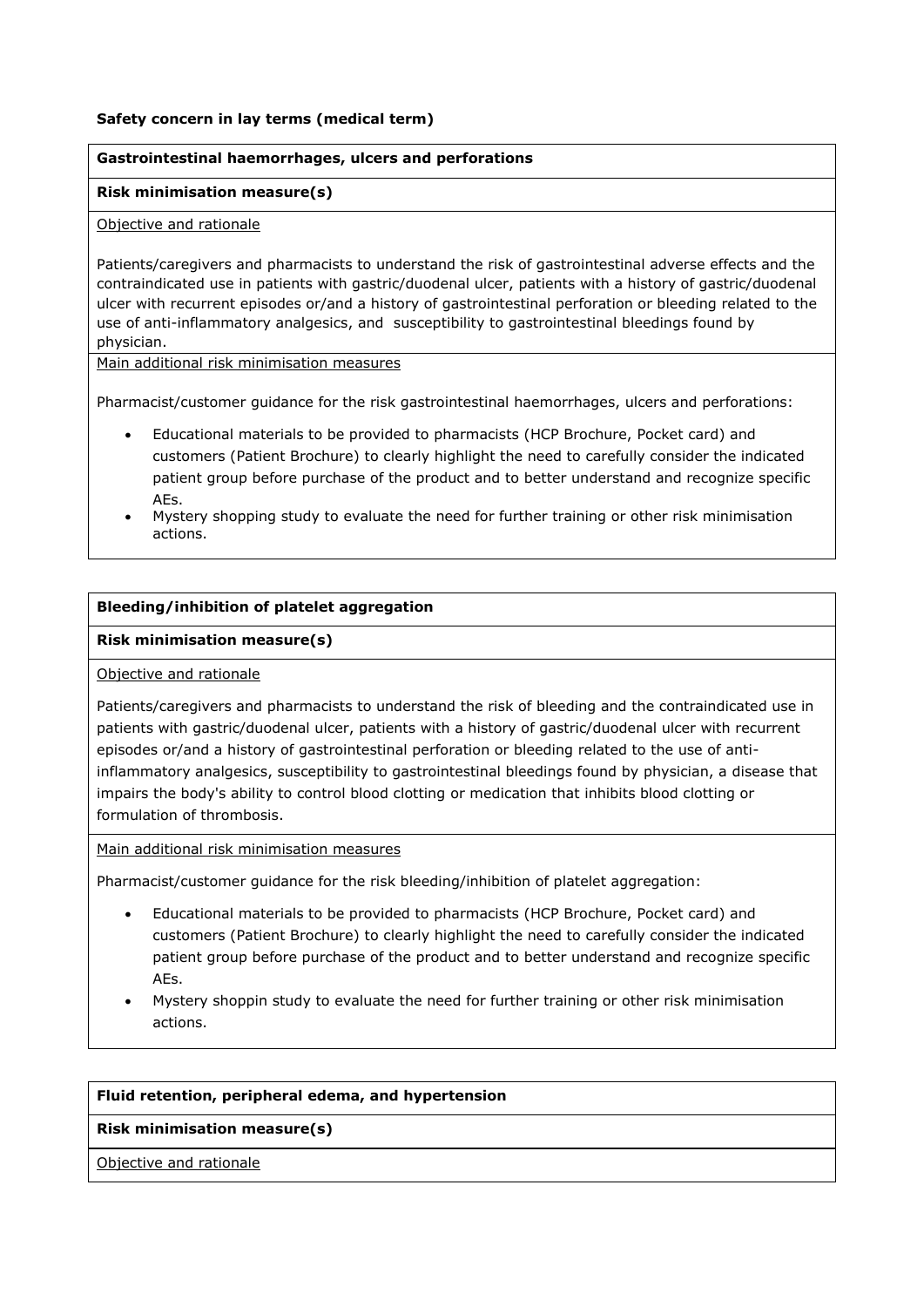**Safety concern in lay terms (medical term)**

| **Gastrointestinal haemorrhages, ulcers and perforations** |
| --- |
| **Risk minimisation measure(s)** |
| Objective and rationale<br><br>Patients/caregivers and pharmacists to understand the risk of gastrointestinal adverse effects and the contraindicated use in patients with gastric/duodenal ulcer, patients with a history of gastric/duodenal ulcer with recurrent episodes or/and a history of gastrointestinal perforation or bleeding related to the use of anti-inflammatory analgesics, and susceptibility to gastrointestinal bleedings found by physician. |
| Main additional risk minimisation measures<br><br>Pharmacist/customer guidance for the risk gastrointestinal haemorrhages, ulcers and perforations:<br><br>• Educational materials to be provided to pharmacists (HCP Brochure, Pocket card) and customers (Patient Brochure) to clearly highlight the need to carefully consider the indicated patient group before purchase of the product and to better understand and recognize specific AEs.<br>• Mystery shopping study to evaluate the need for further training or other risk minimisation actions. |

| **Bleeding/inhibition of platelet aggregation** |
| --- |
| **Risk minimisation measure(s)** |
| Objective and rationale<br><br>Patients/caregivers and pharmacists to understand the risk of bleeding and the contraindicated use in patients with gastric/duodenal ulcer, patients with a history of gastric/duodenal ulcer with recurrent episodes or/and a history of gastrointestinal perforation or bleeding related to the use of anti-inflammatory analgesics, susceptibility to gastrointestinal bleedings found by physician, a disease that impairs the body's ability to control blood clotting or medication that inhibits blood clotting or formulation of thrombosis. |
| Main additional risk minimisation measures<br><br>Pharmacist/customer guidance for the risk bleeding/inhibition of platelet aggregation:<br><br>• Educational materials to be provided to pharmacists (HCP Brochure, Pocket card) and customers (Patient Brochure) to clearly highlight the need to carefully consider the indicated patient group before purchase of the product and to better understand and recognize specific AEs.<br>• Mystery shoppin study to evaluate the need for further training or other risk minimisation actions. |

| **Fluid retention, peripheral edema, and hypertension** |
| --- |
| **Risk minimisation measure(s)** |
| Objective and rationale |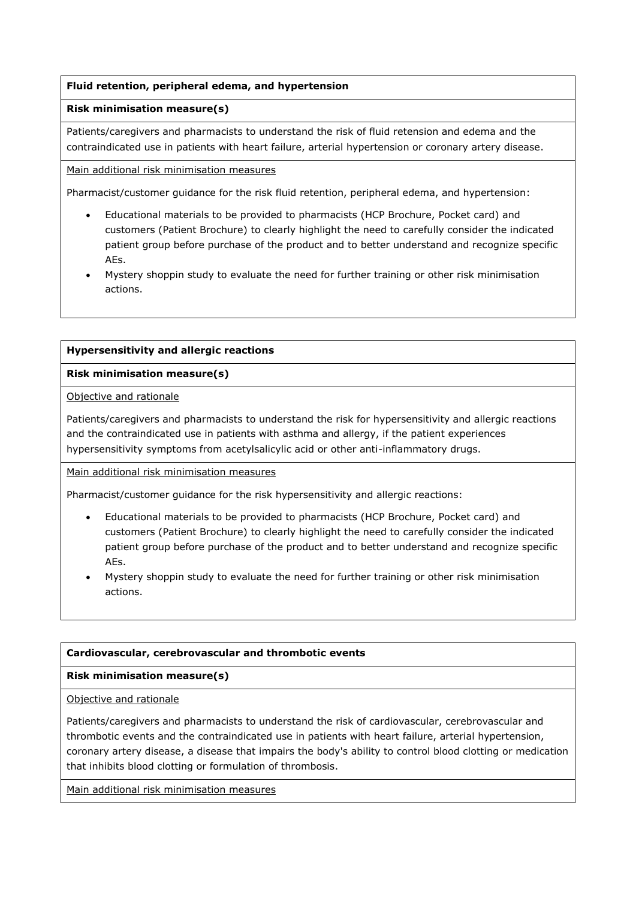**Fluid retention, peripheral edema, and hypertension**

**Risk minimisation measure(s)**

Patients/caregivers and pharmacists to understand the risk of fluid retension and edema and the contraindicated use in patients with heart failure, arterial hypertension or coronary artery disease.

<u>Main additional risk minimisation measures</u>

Pharmacist/customer guidance for the risk fluid retention, peripheral edema, and hypertension:

- Educational materials to be provided to pharmacists (HCP Brochure, Pocket card) and customers (Patient Brochure) to clearly highlight the need to carefully consider the indicated patient group before purchase of the product and to better understand and recognize specific AEs.
- Mystery shoppin study to evaluate the need for further training or other risk minimisation actions.

**Hypersensitivity and allergic reactions**

**Risk minimisation measure(s)**

<u>Objective and rationale</u>

Patients/caregivers and pharmacists to understand the risk for hypersensitivity and allergic reactions and the contraindicated use in patients with asthma and allergy, if the patient experiences hypersensitivity symptoms from acetylsalicylic acid or other anti-inflammatory drugs.

<u>Main additional risk minimisation measures</u>

Pharmacist/customer guidance for the risk hypersensitivity and allergic reactions:

- Educational materials to be provided to pharmacists (HCP Brochure, Pocket card) and customers (Patient Brochure) to clearly highlight the need to carefully consider the indicated patient group before purchase of the product and to better understand and recognize specific AEs.
- Mystery shoppin study to evaluate the need for further training or other risk minimisation actions.

**Cardiovascular, cerebrovascular and thrombotic events**

**Risk minimisation measure(s)**

<u>Objective and rationale</u>

Patients/caregivers and pharmacists to understand the risk of cardiovascular, cerebrovascular and thrombotic events and the contraindicated use in patients with heart failure, arterial hypertension, coronary artery disease, a disease that impairs the body's ability to control blood clotting or medication that inhibits blood clotting or formulation of thrombosis.

<u>Main additional risk minimisation measures</u>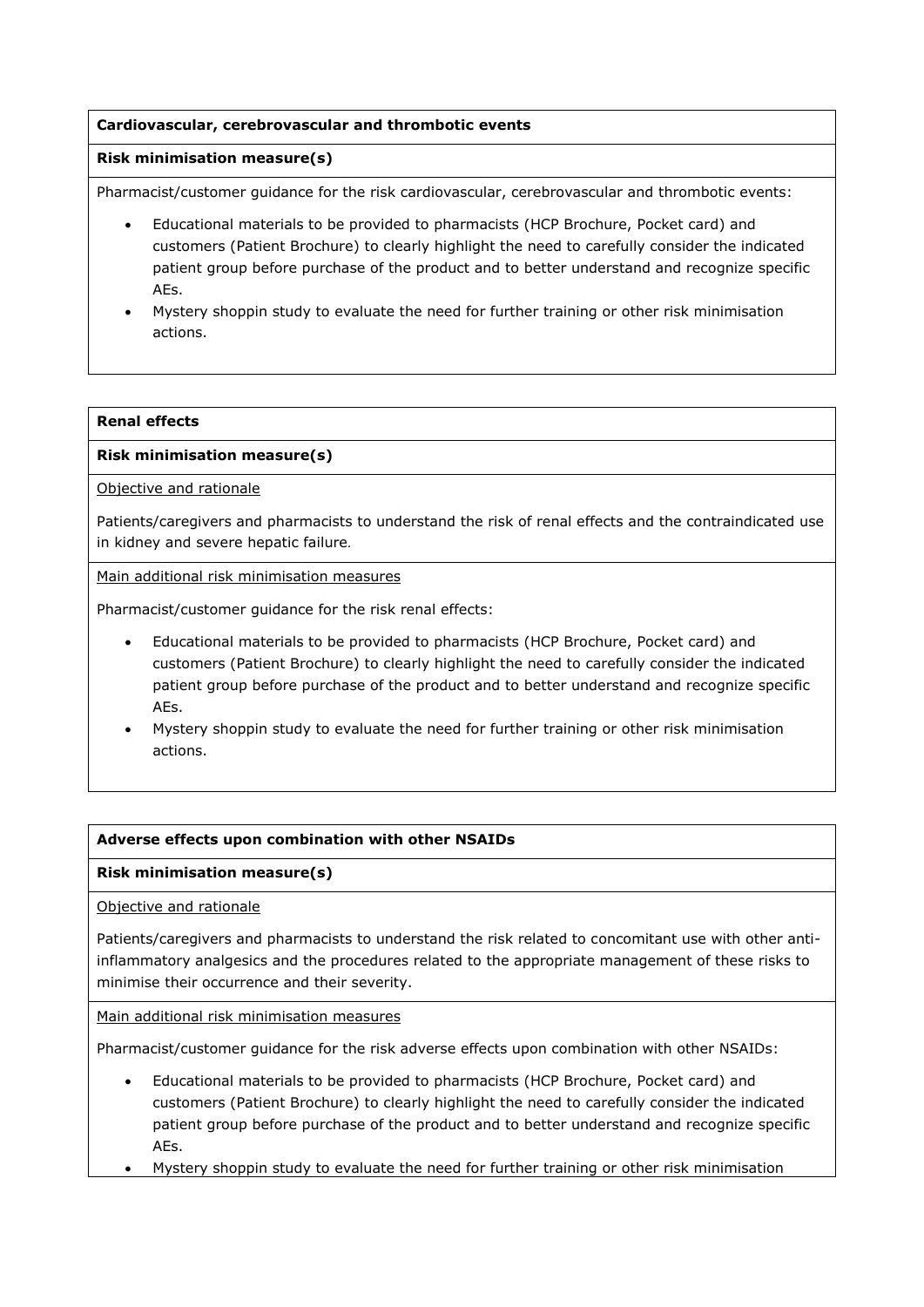**Cardiovascular, cerebrovascular and thrombotic events**

**Risk minimisation measure(s)**

Pharmacist/customer guidance for the risk cardiovascular, cerebrovascular and thrombotic events:

- Educational materials to be provided to pharmacists (HCP Brochure, Pocket card) and customers (Patient Brochure) to clearly highlight the need to carefully consider the indicated patient group before purchase of the product and to better understand and recognize specific AEs.
- Mystery shoppin study to evaluate the need for further training or other risk minimisation actions.

**Renal effects**

**Risk minimisation measure(s)**

Objective and rationale

Patients/caregivers and pharmacists to understand the risk of renal effects and the contraindicated use in kidney and severe hepatic failure.

Main additional risk minimisation measures

Pharmacist/customer guidance for the risk renal effects:

- Educational materials to be provided to pharmacists (HCP Brochure, Pocket card) and customers (Patient Brochure) to clearly highlight the need to carefully consider the indicated patient group before purchase of the product and to better understand and recognize specific AEs.
- Mystery shoppin study to evaluate the need for further training or other risk minimisation actions.

**Adverse effects upon combination with other NSAIDs**

**Risk minimisation measure(s)**

Objective and rationale

Patients/caregivers and pharmacists to understand the risk related to concomitant use with other anti-inflammatory analgesics and the procedures related to the appropriate management of these risks to minimise their occurrence and their severity.

Main additional risk minimisation measures

Pharmacist/customer guidance for the risk adverse effects upon combination with other NSAIDs:

- Educational materials to be provided to pharmacists (HCP Brochure, Pocket card) and customers (Patient Brochure) to clearly highlight the need to carefully consider the indicated patient group before purchase of the product and to better understand and recognize specific AEs.
- Mystery shoppin study to evaluate the need for further training or other risk minimisation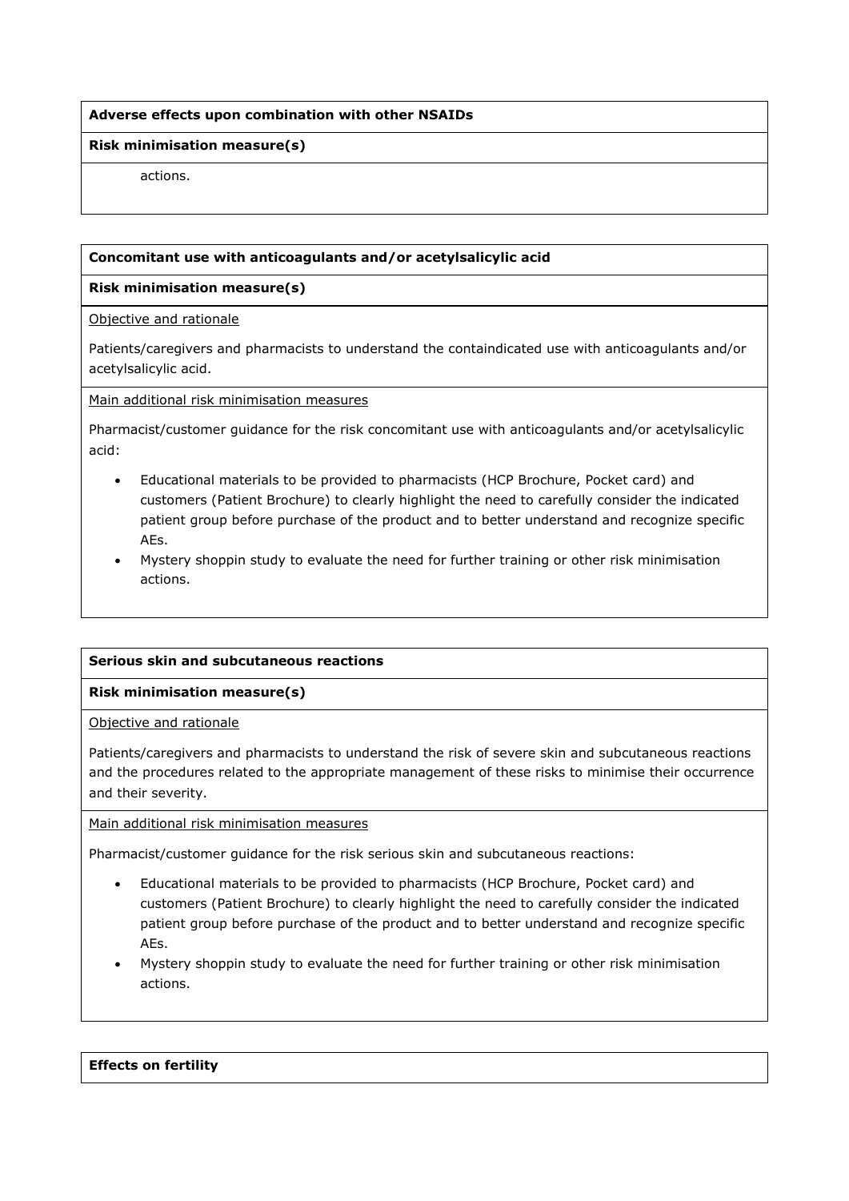**Adverse effects upon combination with other NSAIDs**

**Risk minimisation measure(s)**

actions.

**Concomitant use with anticoagulants and/or acetylsalicylic acid**

**Risk minimisation measure(s)**

Objective and rationale

Patients/caregivers and pharmacists to understand the containdicated use with anticoagulants and/or acetylsalicylic acid.

Main additional risk minimisation measures

Pharmacist/customer guidance for the risk concomitant use with anticoagulants and/or acetylsalicylic acid:

- Educational materials to be provided to pharmacists (HCP Brochure, Pocket card) and customers (Patient Brochure) to clearly highlight the need to carefully consider the indicated patient group before purchase of the product and to better understand and recognize specific AEs.
- Mystery shoppin study to evaluate the need for further training or other risk minimisation actions.

**Serious skin and subcutaneous reactions**

**Risk minimisation measure(s)**

Objective and rationale

Patients/caregivers and pharmacists to understand the risk of severe skin and subcutaneous reactions and the procedures related to the appropriate management of these risks to minimise their occurrence and their severity.

Main additional risk minimisation measures

Pharmacist/customer guidance for the risk serious skin and subcutaneous reactions:

- Educational materials to be provided to pharmacists (HCP Brochure, Pocket card) and customers (Patient Brochure) to clearly highlight the need to carefully consider the indicated patient group before purchase of the product and to better understand and recognize specific AEs.
- Mystery shoppin study to evaluate the need for further training or other risk minimisation actions.

**Effects on fertility**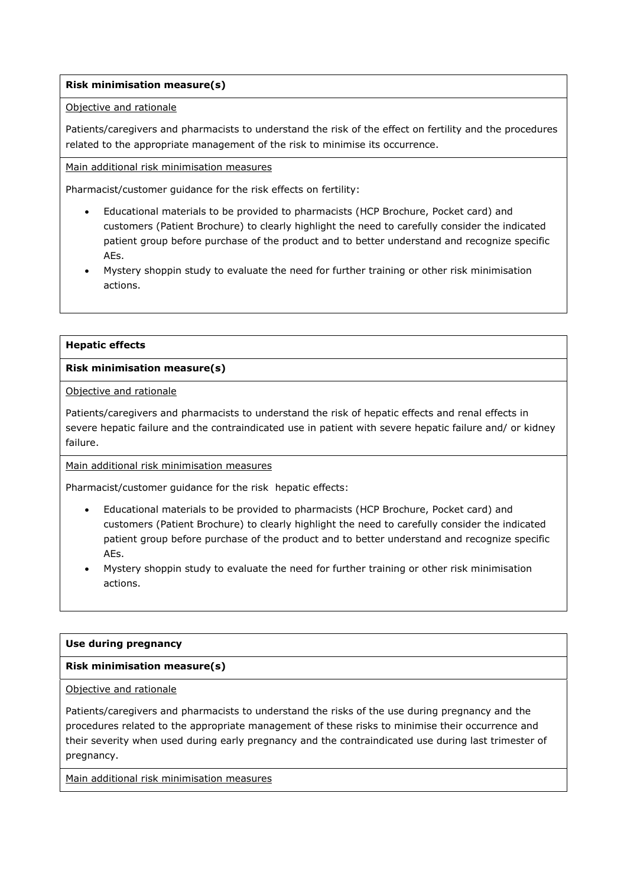**Risk minimisation measure(s)**

Objective and rationale

Patients/caregivers and pharmacists to understand the risk of the effect on fertility and the procedures related to the appropriate management of the risk to minimise its occurrence.

Main additional risk minimisation measures

Pharmacist/customer guidance for the risk effects on fertility:

- Educational materials to be provided to pharmacists (HCP Brochure, Pocket card) and customers (Patient Brochure) to clearly highlight the need to carefully consider the indicated patient group before purchase of the product and to better understand and recognize specific AEs.
- Mystery shoppin study to evaluate the need for further training or other risk minimisation actions.

**Hepatic effects**

**Risk minimisation measure(s)**

Objective and rationale

Patients/caregivers and pharmacists to understand the risk of hepatic effects and renal effects in severe hepatic failure and the contraindicated use in patient with severe hepatic failure and/ or kidney failure.

Main additional risk minimisation measures

Pharmacist/customer guidance for the risk hepatic effects:

- Educational materials to be provided to pharmacists (HCP Brochure, Pocket card) and customers (Patient Brochure) to clearly highlight the need to carefully consider the indicated patient group before purchase of the product and to better understand and recognize specific AEs.
- Mystery shoppin study to evaluate the need for further training or other risk minimisation actions.

**Use during pregnancy**

**Risk minimisation measure(s)**

Objective and rationale

Patients/caregivers and pharmacists to understand the risks of the use during pregnancy and the procedures related to the appropriate management of these risks to minimise their occurrence and their severity when used during early pregnancy and the contraindicated use during last trimester of pregnancy.

Main additional risk minimisation measures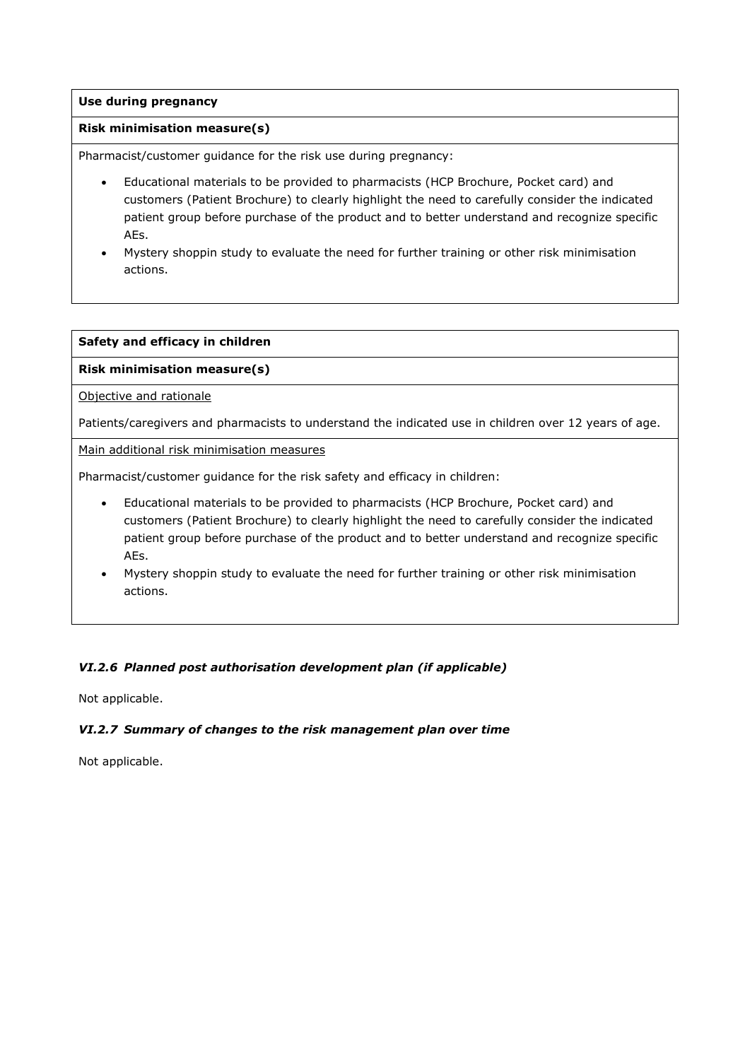| **Use during pregnancy** |
| --- |
| **Risk minimisation measure(s)** |
| Pharmacist/customer guidance for the risk use during pregnancy:<br>• Educational materials to be provided to pharmacists (HCP Brochure, Pocket card) and customers (Patient Brochure) to clearly highlight the need to carefully consider the indicated patient group before purchase of the product and to better understand and recognize specific AEs.<br>• Mystery shoppin study to evaluate the need for further training or other risk minimisation actions. |

| **Safety and efficacy in children** |
| --- |
| **Risk minimisation measure(s)** |
| Objective and rationale<br>Patients/caregivers and pharmacists to understand the indicated use in children over 12 years of age. |
| Main additional risk minimisation measures<br>Pharmacist/customer guidance for the risk safety and efficacy in children:<br>• Educational materials to be provided to pharmacists (HCP Brochure, Pocket card) and customers (Patient Brochure) to clearly highlight the need to carefully consider the indicated patient group before purchase of the product and to better understand and recognize specific AEs.<br>• Mystery shoppin study to evaluate the need for further training or other risk minimisation actions. |

### *VI.2.6 Planned post authorisation development plan (if applicable)*

Not applicable.

### *VI.2.7 Summary of changes to the risk management plan over time*

Not applicable.